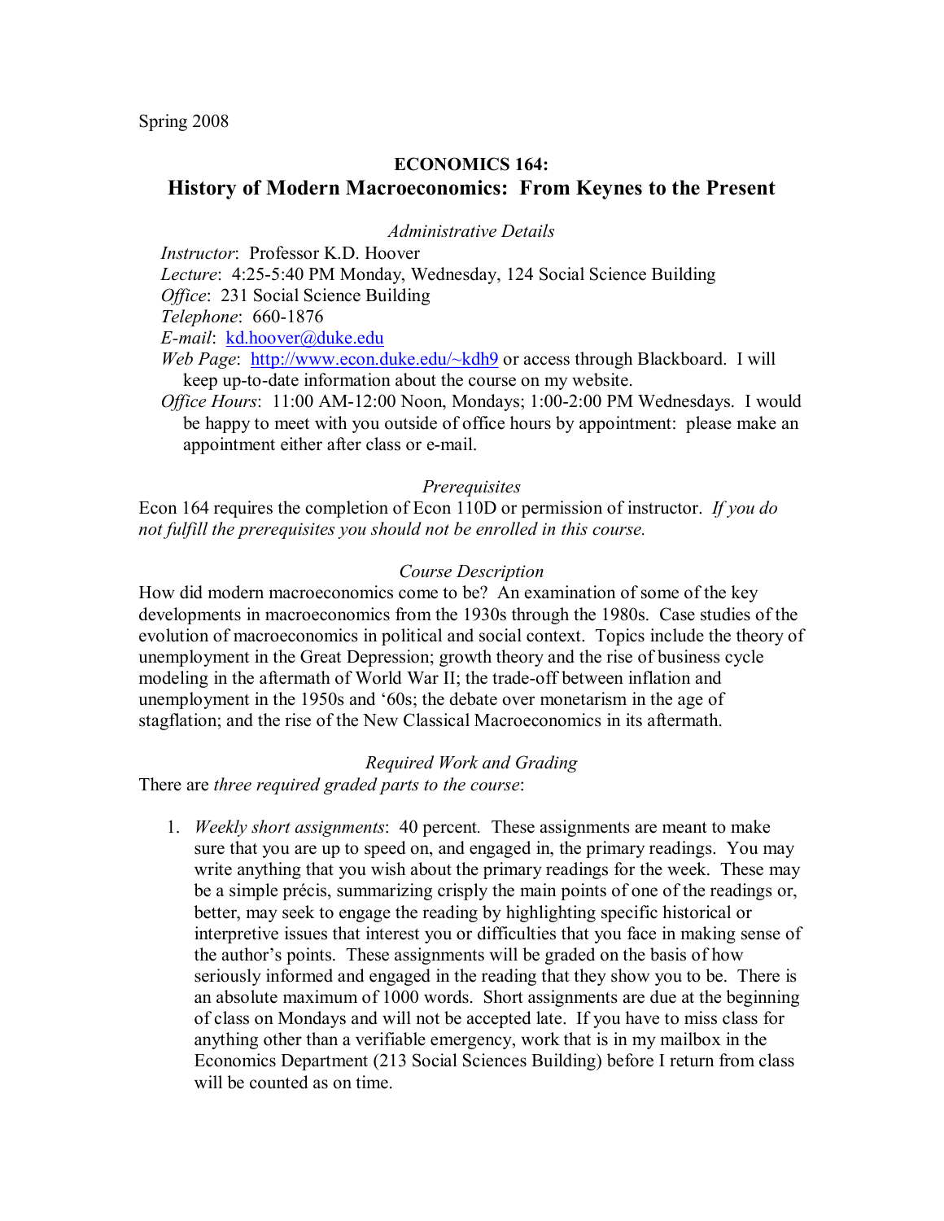Spring 2008

# ECONOMICS 164:
# History of Modern Macroeconomics: From Keynes to the Present

*Administrative Details*

*Instructor*: Professor K.D. Hoover
*Lecture*: 4:25-5:40 PM Monday, Wednesday, 124 Social Science Building
*Office*: 231 Social Science Building
*Telephone*: 660-1876
*E-mail*: kd.hoover@duke.edu
*Web Page*: http://www.econ.duke.edu/~kdh9 or access through Blackboard. I will keep up-to-date information about the course on my website.
*Office Hours*: 11:00 AM-12:00 Noon, Mondays; 1:00-2:00 PM Wednesdays. I would be happy to meet with you outside of office hours by appointment: please make an appointment either after class or e-mail.

*Prerequisites*

Econ 164 requires the completion of Econ 110D or permission of instructor. *If you do not fulfill the prerequisites you should not be enrolled in this course.*

*Course Description*

How did modern macroeconomics come to be? An examination of some of the key developments in macroeconomics from the 1930s through the 1980s. Case studies of the evolution of macroeconomics in political and social context. Topics include the theory of unemployment in the Great Depression; growth theory and the rise of business cycle modeling in the aftermath of World War II; the trade-off between inflation and unemployment in the 1950s and '60s; the debate over monetarism in the age of stagflation; and the rise of the New Classical Macroeconomics in its aftermath.

*Required Work and Grading*

There are *three required graded parts to the course*:

1. *Weekly short assignments*: 40 percent. These assignments are meant to make sure that you are up to speed on, and engaged in, the primary readings. You may write anything that you wish about the primary readings for the week. These may be a simple précis, summarizing crisply the main points of one of the readings or, better, may seek to engage the reading by highlighting specific historical or interpretive issues that interest you or difficulties that you face in making sense of the author's points. These assignments will be graded on the basis of how seriously informed and engaged in the reading that they show you to be. There is an absolute maximum of 1000 words. Short assignments are due at the beginning of class on Mondays and will not be accepted late. If you have to miss class for anything other than a verifiable emergency, work that is in my mailbox in the Economics Department (213 Social Sciences Building) before I return from class will be counted as on time.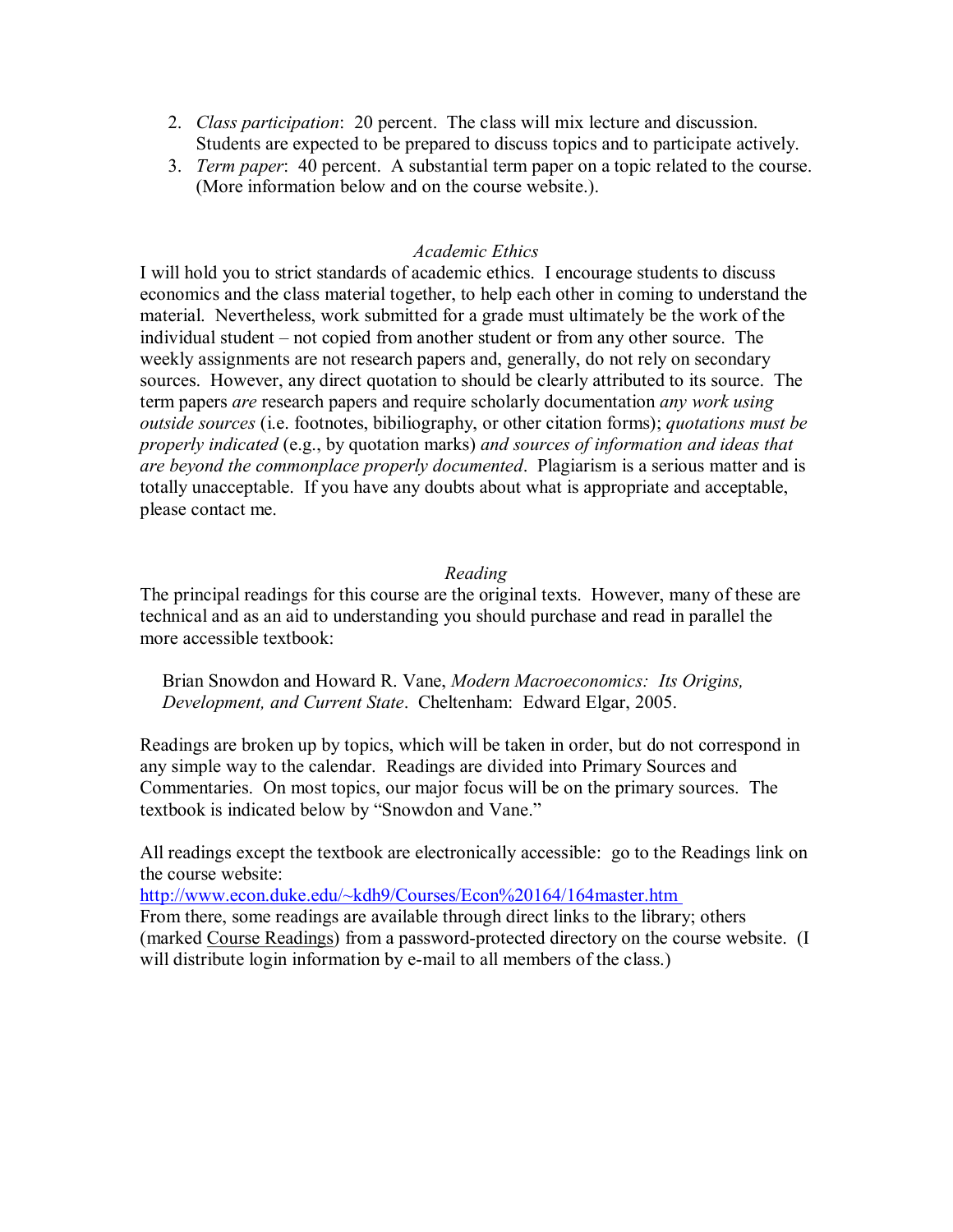2. *Class participation*: 20 percent. The class will mix lecture and discussion. Students are expected to be prepared to discuss topics and to participate actively.
3. *Term paper*: 40 percent. A substantial term paper on a topic related to the course. (More information below and on the course website.).

### *Academic Ethics*

I will hold you to strict standards of academic ethics. I encourage students to discuss economics and the class material together, to help each other in coming to understand the material. Nevertheless, work submitted for a grade must ultimately be the work of the individual student – not copied from another student or from any other source. The weekly assignments are not research papers and, generally, do not rely on secondary sources. However, any direct quotation to should be clearly attributed to its source. The term papers *are* research papers and require scholarly documentation *any work using outside sources* (i.e. footnotes, bibiliography, or other citation forms); *quotations must be properly indicated* (e.g., by quotation marks) *and sources of information and ideas that are beyond the commonplace properly documented*. Plagiarism is a serious matter and is totally unacceptable. If you have any doubts about what is appropriate and acceptable, please contact me.

### *Reading*

The principal readings for this course are the original texts. However, many of these are technical and as an aid to understanding you should purchase and read in parallel the more accessible textbook:

> Brian Snowdon and Howard R. Vane, *Modern Macroeconomics: Its Origins, Development, and Current State*. Cheltenham: Edward Elgar, 2005.

Readings are broken up by topics, which will be taken in order, but do not correspond in any simple way to the calendar. Readings are divided into Primary Sources and Commentaries. On most topics, our major focus will be on the primary sources. The textbook is indicated below by "Snowdon and Vane."

All readings except the textbook are electronically accessible: go to the Readings link on the course website:
http://www.econ.duke.edu/~kdh9/Courses/Econ%20164/164master.htm
From there, some readings are available through direct links to the library; others (marked Course Readings) from a password-protected directory on the course website. (I will distribute login information by e-mail to all members of the class.)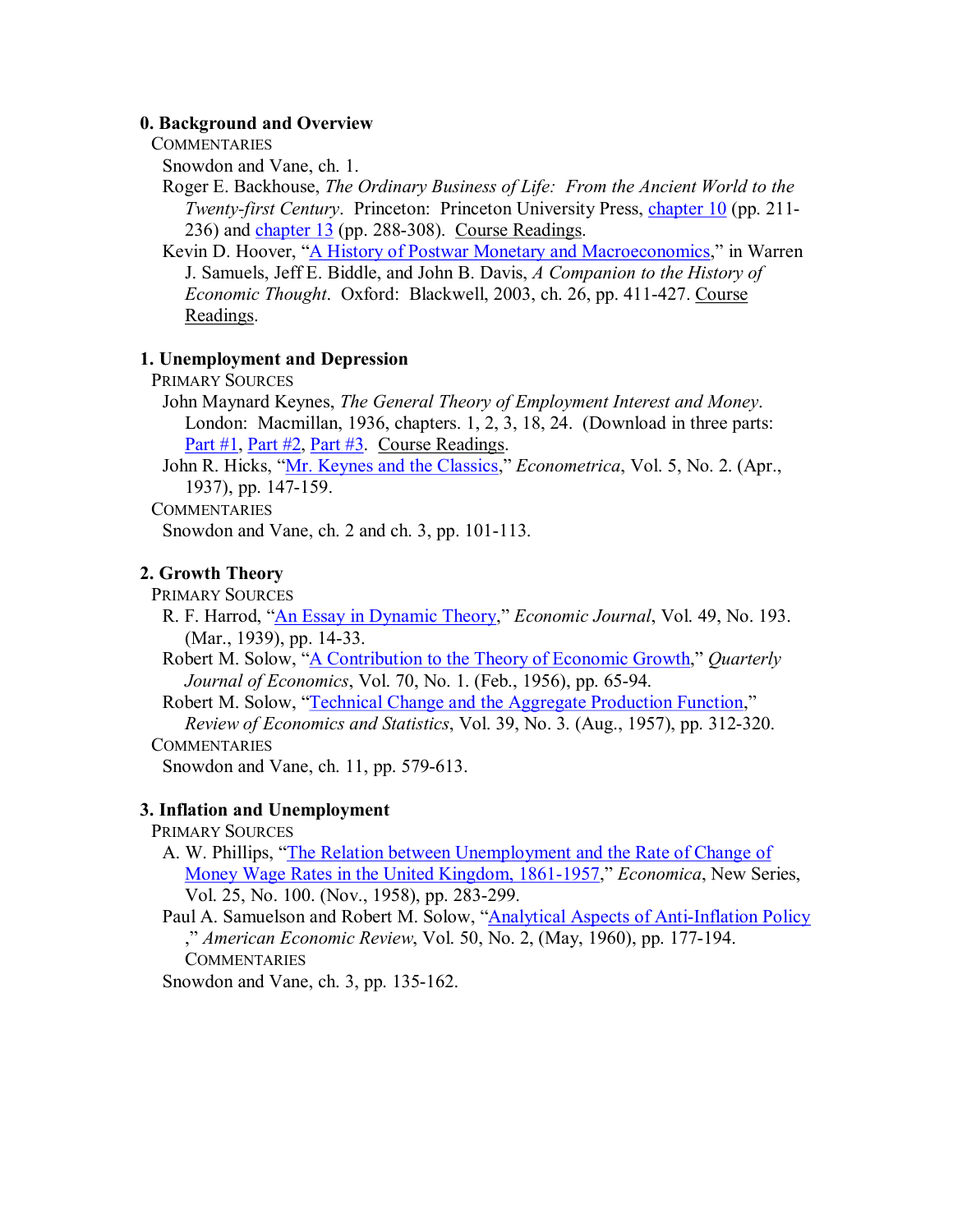### 0. Background and Overview

COMMENTARIES

Snowdon and Vane, ch. 1.

Roger E. Backhouse, *The Ordinary Business of Life: From the Ancient World to the Twenty-first Century*. Princeton: Princeton University Press, chapter 10 (pp. 211-236) and chapter 13 (pp. 288-308). Course Readings.

Kevin D. Hoover, "A History of Postwar Monetary and Macroeconomics," in Warren J. Samuels, Jeff E. Biddle, and John B. Davis, *A Companion to the History of Economic Thought*. Oxford: Blackwell, 2003, ch. 26, pp. 411-427. Course Readings.

### 1. Unemployment and Depression

PRIMARY SOURCES

John Maynard Keynes, *The General Theory of Employment Interest and Money*. London: Macmillan, 1936, chapters. 1, 2, 3, 18, 24. (Download in three parts: Part #1, Part #2, Part #3. Course Readings.

John R. Hicks, "Mr. Keynes and the Classics," *Econometrica*, Vol. 5, No. 2. (Apr., 1937), pp. 147-159.

COMMENTARIES

Snowdon and Vane, ch. 2 and ch. 3, pp. 101-113.

### 2. Growth Theory

PRIMARY SOURCES

R. F. Harrod, "An Essay in Dynamic Theory," *Economic Journal*, Vol. 49, No. 193. (Mar., 1939), pp. 14-33.

Robert M. Solow, "A Contribution to the Theory of Economic Growth," *Quarterly Journal of Economics*, Vol. 70, No. 1. (Feb., 1956), pp. 65-94.

Robert M. Solow, "Technical Change and the Aggregate Production Function," *Review of Economics and Statistics*, Vol. 39, No. 3. (Aug., 1957), pp. 312-320.

COMMENTARIES

Snowdon and Vane, ch. 11, pp. 579-613.

### 3. Inflation and Unemployment

PRIMARY SOURCES

A. W. Phillips, "The Relation between Unemployment and the Rate of Change of Money Wage Rates in the United Kingdom, 1861-1957," *Economica*, New Series, Vol. 25, No. 100. (Nov., 1958), pp. 283-299.

Paul A. Samuelson and Robert M. Solow, "Analytical Aspects of Anti-Inflation Policy ," *American Economic Review*, Vol. 50, No. 2, (May, 1960), pp. 177-194.

COMMENTARIES

Snowdon and Vane, ch. 3, pp. 135-162.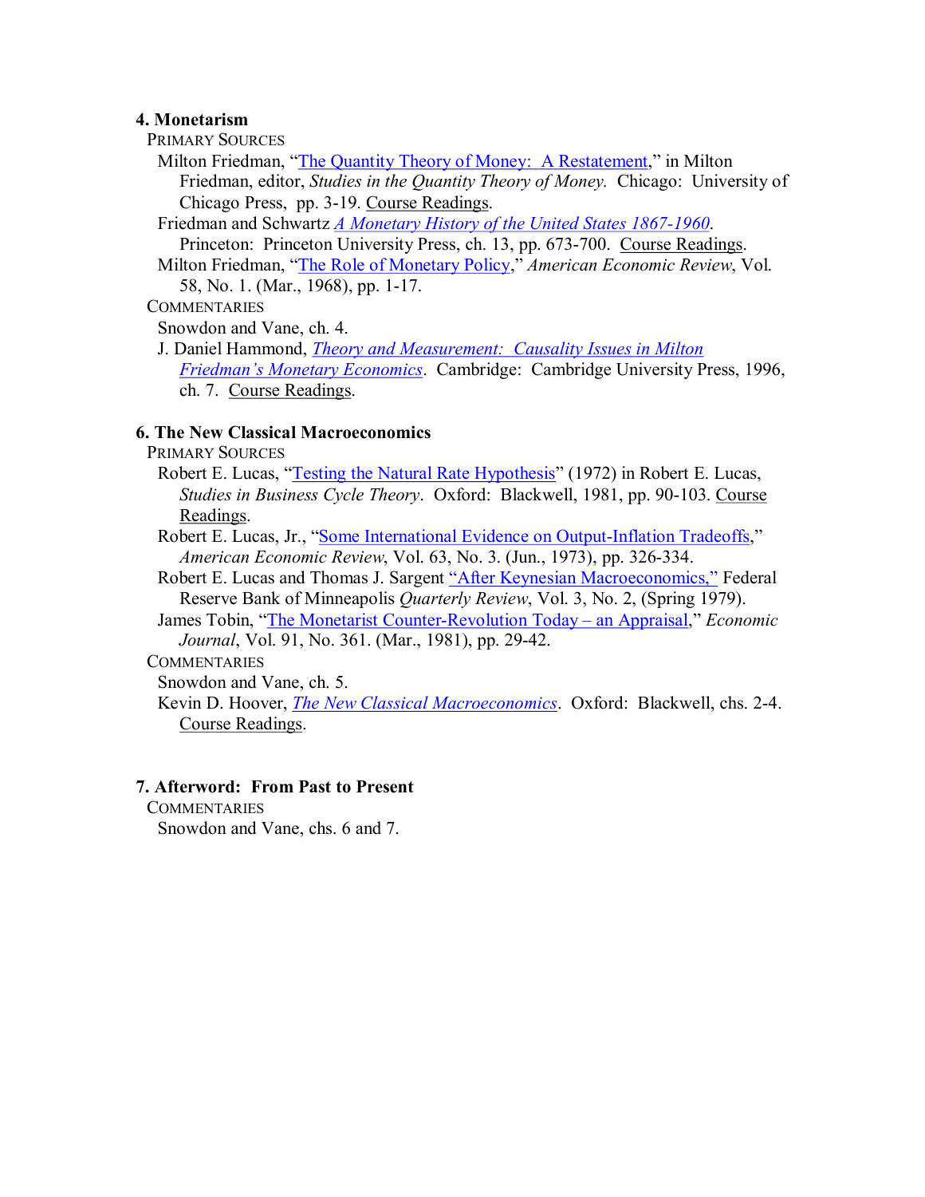### 4. Monetarism

PRIMARY SOURCES

- Milton Friedman, "The Quantity Theory of Money: A Restatement," in Milton Friedman, editor, *Studies in the Quantity Theory of Money.* Chicago: University of Chicago Press, pp. 3-19. Course Readings.
- Friedman and Schwartz *A Monetary History of the United States 1867-1960*. Princeton: Princeton University Press, ch. 13, pp. 673-700. Course Readings.
- Milton Friedman, "The Role of Monetary Policy," *American Economic Review*, Vol. 58, No. 1. (Mar., 1968), pp. 1-17.

COMMENTARIES

- Snowdon and Vane, ch. 4.
- J. Daniel Hammond, *Theory and Measurement: Causality Issues in Milton Friedman's Monetary Economics*. Cambridge: Cambridge University Press, 1996, ch. 7. Course Readings.

### 6. The New Classical Macroeconomics

PRIMARY SOURCES

- Robert E. Lucas, "Testing the Natural Rate Hypothesis" (1972) in Robert E. Lucas, *Studies in Business Cycle Theory*. Oxford: Blackwell, 1981, pp. 90-103. Course Readings.
- Robert E. Lucas, Jr., "Some International Evidence on Output-Inflation Tradeoffs," *American Economic Review*, Vol. 63, No. 3. (Jun., 1973), pp. 326-334.
- Robert E. Lucas and Thomas J. Sargent "After Keynesian Macroeconomics," Federal Reserve Bank of Minneapolis *Quarterly Review*, Vol. 3, No. 2, (Spring 1979).
- James Tobin, "The Monetarist Counter-Revolution Today – an Appraisal," *Economic Journal*, Vol. 91, No. 361. (Mar., 1981), pp. 29-42.

COMMENTARIES

- Snowdon and Vane, ch. 5.
- Kevin D. Hoover, *The New Classical Macroeconomics*. Oxford: Blackwell, chs. 2-4. Course Readings.

### 7. Afterword: From Past to Present

COMMENTARIES

- Snowdon and Vane, chs. 6 and 7.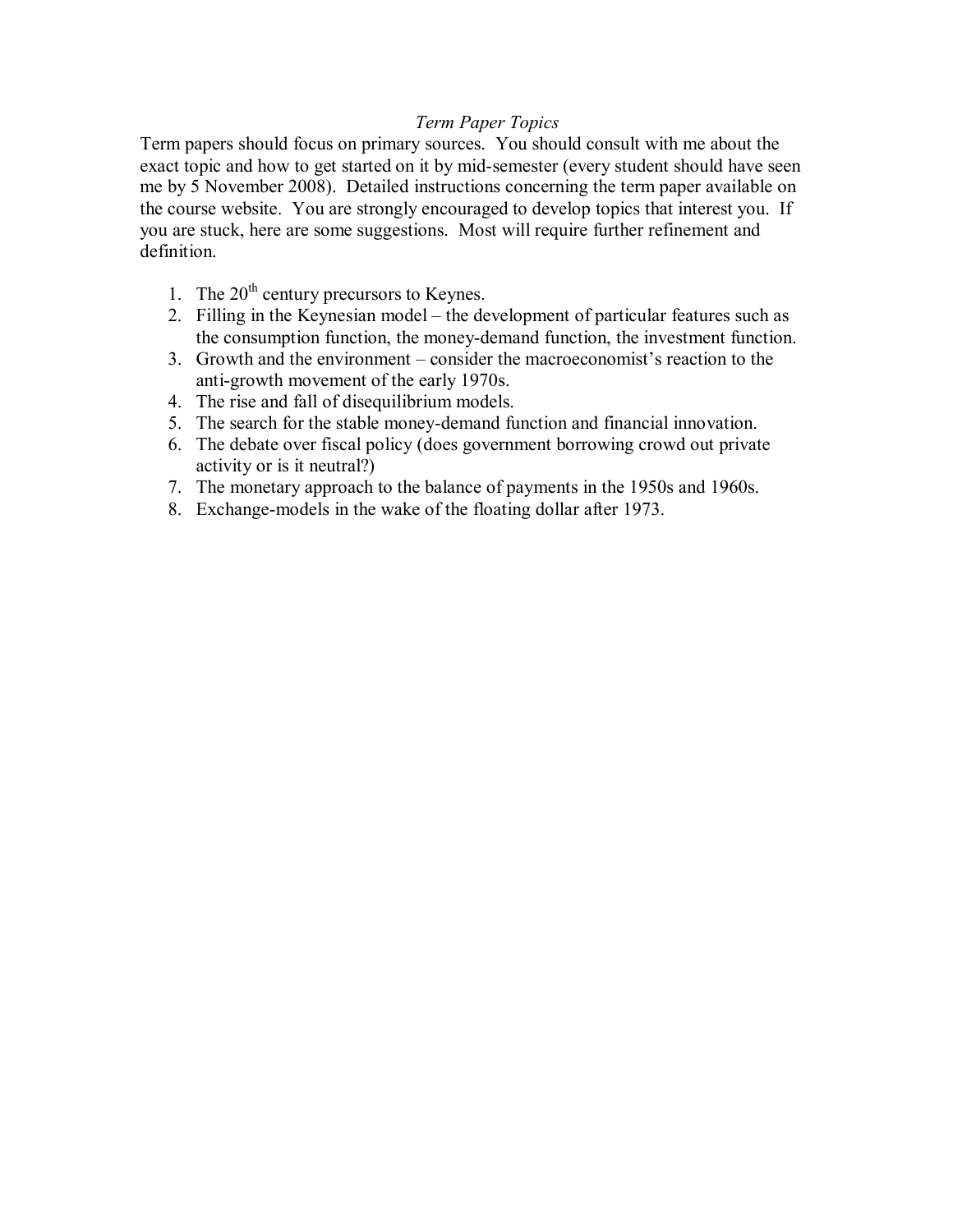*Term Paper Topics*

Term papers should focus on primary sources. You should consult with me about the exact topic and how to get started on it by mid-semester (every student should have seen me by 5 November 2008). Detailed instructions concerning the term paper available on the course website. You are strongly encouraged to develop topics that interest you. If you are stuck, here are some suggestions. Most will require further refinement and definition.

1. The $20^{th}$ century precursors to Keynes.
2. Filling in the Keynesian model – the development of particular features such as the consumption function, the money-demand function, the investment function.
3. Growth and the environment – consider the macroeconomist's reaction to the anti-growth movement of the early 1970s.
4. The rise and fall of disequilibrium models.
5. The search for the stable money-demand function and financial innovation.
6. The debate over fiscal policy (does government borrowing crowd out private activity or is it neutral?)
7. The monetary approach to the balance of payments in the 1950s and 1960s.
8. Exchange-models in the wake of the floating dollar after 1973.